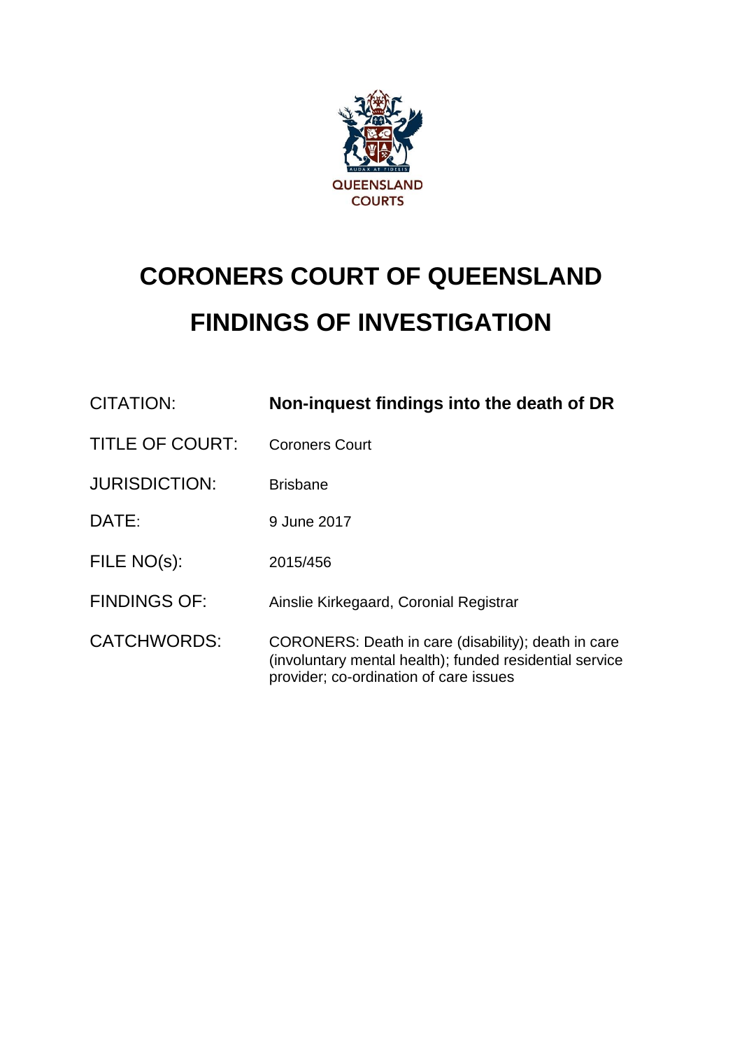QUEENSLAND COURTS

# CORONERS COURT OF QUEENSLAND

# FINDINGS OF INVESTIGATION

| | |
|---|---|
| CITATION: | **Non-inquest findings into the death of DR** |
| TITLE OF COURT: | Coroners Court |
| JURISDICTION: | Brisbane |
| DATE: | 9 June 2017 |
| FILE NO(s): | 2015/456 |
| FINDINGS OF: | Ainslie Kirkegaard, Coronial Registrar |
| CATCHWORDS: | CORONERS: Death in care (disability); death in care (involuntary mental health); funded residential service provider; co-ordination of care issues |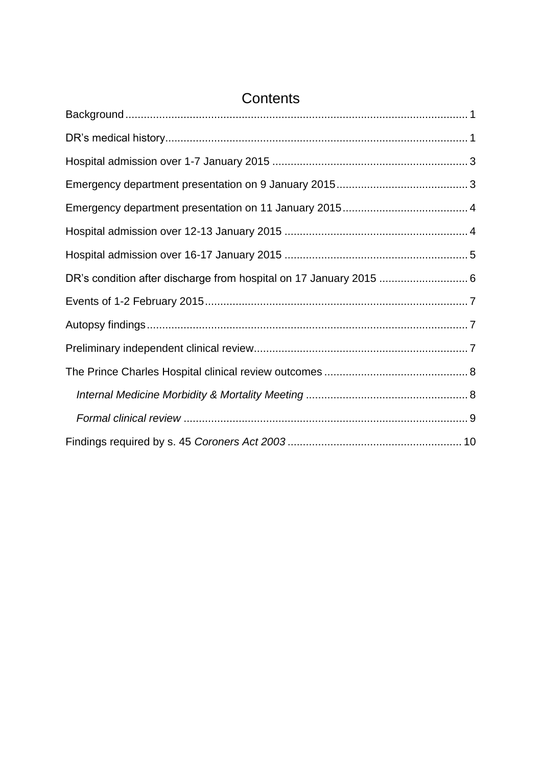# Contents

Background .......... 1

DR's medical history .......... 1

Hospital admission over 1-7 January 2015 .......... 3

Emergency department presentation on 9 January 2015 .......... 3

Emergency department presentation on 11 January 2015 .......... 4

Hospital admission over 12-13 January 2015 .......... 4

Hospital admission over 16-17 January 2015 .......... 5

DR's condition after discharge from hospital on 17 January 2015 .......... 6

Events of 1-2 February 2015 .......... 7

Autopsy findings .......... 7

Preliminary independent clinical review .......... 7

The Prince Charles Hospital clinical review outcomes .......... 8

- *Internal Medicine Morbidity & Mortality Meeting* .......... 8
- *Formal clinical review* .......... 9

Findings required by s. 45 *Coroners Act 2003* .......... 10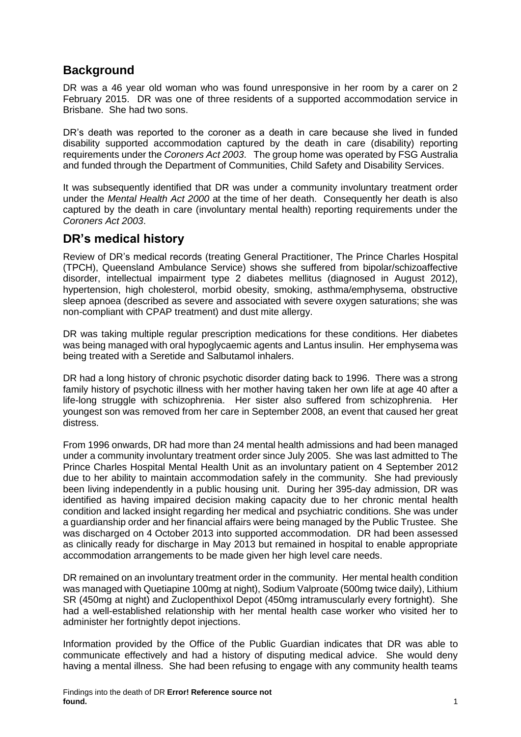## Background

DR was a 46 year old woman who was found unresponsive in her room by a carer on 2 February 2015. DR was one of three residents of a supported accommodation service in Brisbane. She had two sons.

DR's death was reported to the coroner as a death in care because she lived in funded disability supported accommodation captured by the death in care (disability) reporting requirements under the *Coroners Act 2003*. The group home was operated by FSG Australia and funded through the Department of Communities, Child Safety and Disability Services.

It was subsequently identified that DR was under a community involuntary treatment order under the *Mental Health Act 2000* at the time of her death. Consequently her death is also captured by the death in care (involuntary mental health) reporting requirements under the *Coroners Act 2003*.

## DR's medical history

Review of DR's medical records (treating General Practitioner, The Prince Charles Hospital (TPCH), Queensland Ambulance Service) shows she suffered from bipolar/schizoaffective disorder, intellectual impairment type 2 diabetes mellitus (diagnosed in August 2012), hypertension, high cholesterol, morbid obesity, smoking, asthma/emphysema, obstructive sleep apnoea (described as severe and associated with severe oxygen saturations; she was non-compliant with CPAP treatment) and dust mite allergy.

DR was taking multiple regular prescription medications for these conditions. Her diabetes was being managed with oral hypoglycaemic agents and Lantus insulin. Her emphysema was being treated with a Seretide and Salbutamol inhalers.

DR had a long history of chronic psychotic disorder dating back to 1996. There was a strong family history of psychotic illness with her mother having taken her own life at age 40 after a life-long struggle with schizophrenia. Her sister also suffered from schizophrenia. Her youngest son was removed from her care in September 2008, an event that caused her great distress.

From 1996 onwards, DR had more than 24 mental health admissions and had been managed under a community involuntary treatment order since July 2005. She was last admitted to The Prince Charles Hospital Mental Health Unit as an involuntary patient on 4 September 2012 due to her ability to maintain accommodation safely in the community. She had previously been living independently in a public housing unit. During her 395-day admission, DR was identified as having impaired decision making capacity due to her chronic mental health condition and lacked insight regarding her medical and psychiatric conditions. She was under a guardianship order and her financial affairs were being managed by the Public Trustee. She was discharged on 4 October 2013 into supported accommodation. DR had been assessed as clinically ready for discharge in May 2013 but remained in hospital to enable appropriate accommodation arrangements to be made given her high level care needs.

DR remained on an involuntary treatment order in the community. Her mental health condition was managed with Quetiapine 100mg at night), Sodium Valproate (500mg twice daily), Lithium SR (450mg at night) and Zuclopenthixol Depot (450mg intramuscularly every fortnight). She had a well-established relationship with her mental health case worker who visited her to administer her fortnightly depot injections.

Information provided by the Office of the Public Guardian indicates that DR was able to communicate effectively and had a history of disputing medical advice. She would deny having a mental illness. She had been refusing to engage with any community health teams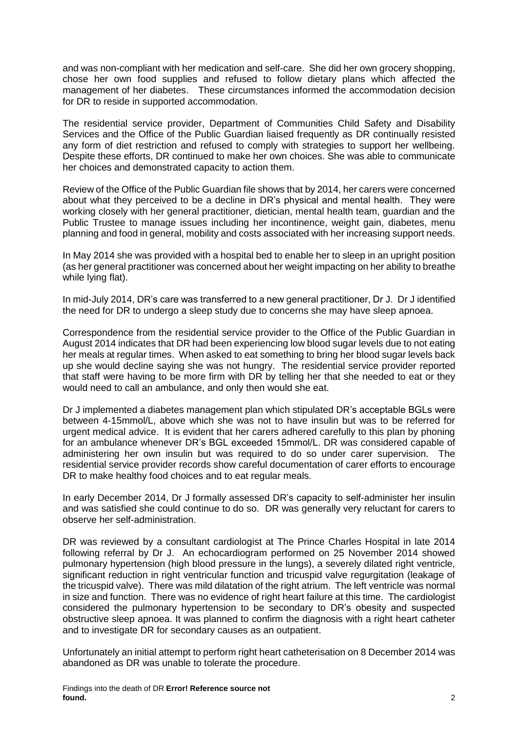and was non-compliant with her medication and self-care. She did her own grocery shopping, chose her own food supplies and refused to follow dietary plans which affected the management of her diabetes. These circumstances informed the accommodation decision for DR to reside in supported accommodation.

The residential service provider, Department of Communities Child Safety and Disability Services and the Office of the Public Guardian liaised frequently as DR continually resisted any form of diet restriction and refused to comply with strategies to support her wellbeing. Despite these efforts, DR continued to make her own choices. She was able to communicate her choices and demonstrated capacity to action them.

Review of the Office of the Public Guardian file shows that by 2014, her carers were concerned about what they perceived to be a decline in DR's physical and mental health. They were working closely with her general practitioner, dietician, mental health team, guardian and the Public Trustee to manage issues including her incontinence, weight gain, diabetes, menu planning and food in general, mobility and costs associated with her increasing support needs.

In May 2014 she was provided with a hospital bed to enable her to sleep in an upright position (as her general practitioner was concerned about her weight impacting on her ability to breathe while lying flat).

In mid-July 2014, DR's care was transferred to a new general practitioner, Dr J. Dr J identified the need for DR to undergo a sleep study due to concerns she may have sleep apnoea.

Correspondence from the residential service provider to the Office of the Public Guardian in August 2014 indicates that DR had been experiencing low blood sugar levels due to not eating her meals at regular times. When asked to eat something to bring her blood sugar levels back up she would decline saying she was not hungry. The residential service provider reported that staff were having to be more firm with DR by telling her that she needed to eat or they would need to call an ambulance, and only then would she eat.

Dr J implemented a diabetes management plan which stipulated DR's acceptable BGLs were between 4-15mmol/L, above which she was not to have insulin but was to be referred for urgent medical advice. It is evident that her carers adhered carefully to this plan by phoning for an ambulance whenever DR's BGL exceeded 15mmol/L. DR was considered capable of administering her own insulin but was required to do so under carer supervision. The residential service provider records show careful documentation of carer efforts to encourage DR to make healthy food choices and to eat regular meals.

In early December 2014, Dr J formally assessed DR's capacity to self-administer her insulin and was satisfied she could continue to do so. DR was generally very reluctant for carers to observe her self-administration.

DR was reviewed by a consultant cardiologist at The Prince Charles Hospital in late 2014 following referral by Dr J. An echocardiogram performed on 25 November 2014 showed pulmonary hypertension (high blood pressure in the lungs), a severely dilated right ventricle, significant reduction in right ventricular function and tricuspid valve regurgitation (leakage of the tricuspid valve). There was mild dilatation of the right atrium. The left ventricle was normal in size and function. There was no evidence of right heart failure at this time. The cardiologist considered the pulmonary hypertension to be secondary to DR's obesity and suspected obstructive sleep apnoea. It was planned to confirm the diagnosis with a right heart catheter and to investigate DR for secondary causes as an outpatient.

Unfortunately an initial attempt to perform right heart catheterisation on 8 December 2014 was abandoned as DR was unable to tolerate the procedure.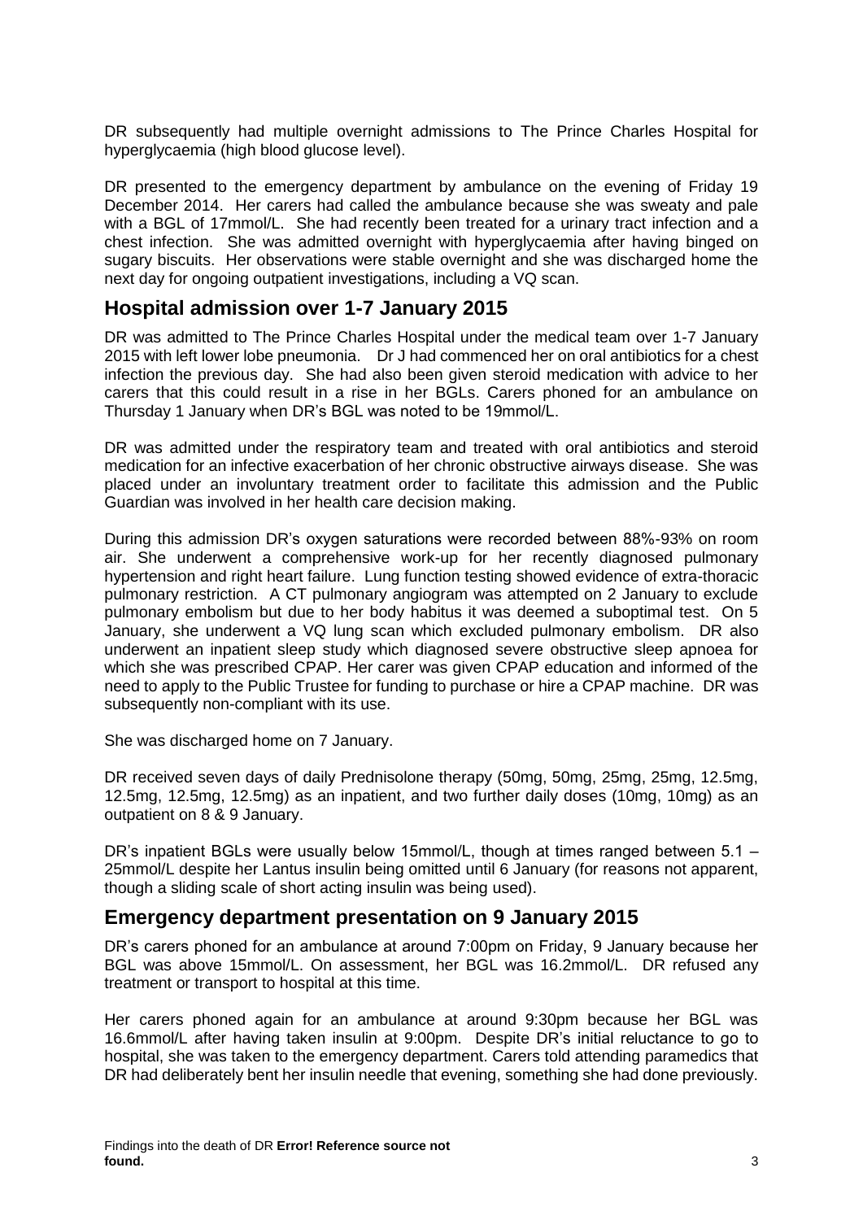DR subsequently had multiple overnight admissions to The Prince Charles Hospital for hyperglycaemia (high blood glucose level).

DR presented to the emergency department by ambulance on the evening of Friday 19 December 2014. Her carers had called the ambulance because she was sweaty and pale with a BGL of 17mmol/L. She had recently been treated for a urinary tract infection and a chest infection. She was admitted overnight with hyperglycaemia after having binged on sugary biscuits. Her observations were stable overnight and she was discharged home the next day for ongoing outpatient investigations, including a VQ scan.

## Hospital admission over 1-7 January 2015

DR was admitted to The Prince Charles Hospital under the medical team over 1-7 January 2015 with left lower lobe pneumonia. Dr J had commenced her on oral antibiotics for a chest infection the previous day. She had also been given steroid medication with advice to her carers that this could result in a rise in her BGLs. Carers phoned for an ambulance on Thursday 1 January when DR's BGL was noted to be 19mmol/L.

DR was admitted under the respiratory team and treated with oral antibiotics and steroid medication for an infective exacerbation of her chronic obstructive airways disease. She was placed under an involuntary treatment order to facilitate this admission and the Public Guardian was involved in her health care decision making.

During this admission DR's oxygen saturations were recorded between 88%-93% on room air. She underwent a comprehensive work-up for her recently diagnosed pulmonary hypertension and right heart failure. Lung function testing showed evidence of extra-thoracic pulmonary restriction. A CT pulmonary angiogram was attempted on 2 January to exclude pulmonary embolism but due to her body habitus it was deemed a suboptimal test. On 5 January, she underwent a VQ lung scan which excluded pulmonary embolism. DR also underwent an inpatient sleep study which diagnosed severe obstructive sleep apnoea for which she was prescribed CPAP. Her carer was given CPAP education and informed of the need to apply to the Public Trustee for funding to purchase or hire a CPAP machine. DR was subsequently non-compliant with its use.

She was discharged home on 7 January.

DR received seven days of daily Prednisolone therapy (50mg, 50mg, 25mg, 25mg, 12.5mg, 12.5mg, 12.5mg, 12.5mg) as an inpatient, and two further daily doses (10mg, 10mg) as an outpatient on 8 & 9 January.

DR's inpatient BGLs were usually below 15mmol/L, though at times ranged between 5.1 – 25mmol/L despite her Lantus insulin being omitted until 6 January (for reasons not apparent, though a sliding scale of short acting insulin was being used).

## Emergency department presentation on 9 January 2015

DR's carers phoned for an ambulance at around 7:00pm on Friday, 9 January because her BGL was above 15mmol/L. On assessment, her BGL was 16.2mmol/L. DR refused any treatment or transport to hospital at this time.

Her carers phoned again for an ambulance at around 9:30pm because her BGL was 16.6mmol/L after having taken insulin at 9:00pm. Despite DR's initial reluctance to go to hospital, she was taken to the emergency department. Carers told attending paramedics that DR had deliberately bent her insulin needle that evening, something she had done previously.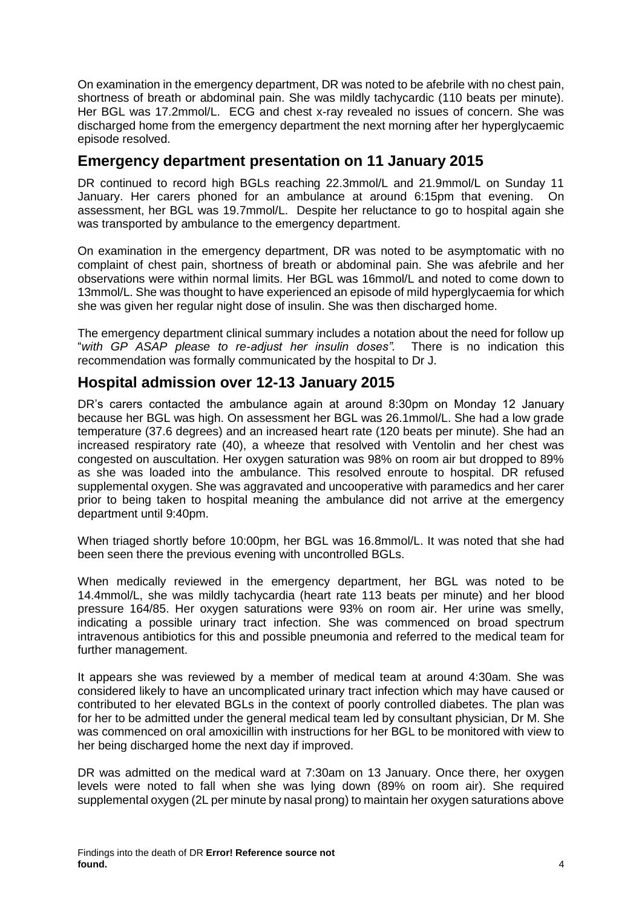On examination in the emergency department, DR was noted to be afebrile with no chest pain, shortness of breath or abdominal pain. She was mildly tachycardic (110 beats per minute). Her BGL was 17.2mmol/L. ECG and chest x-ray revealed no issues of concern. She was discharged home from the emergency department the next morning after her hyperglycaemic episode resolved.

## Emergency department presentation on 11 January 2015

DR continued to record high BGLs reaching 22.3mmol/L and 21.9mmol/L on Sunday 11 January. Her carers phoned for an ambulance at around 6:15pm that evening. On assessment, her BGL was 19.7mmol/L. Despite her reluctance to go to hospital again she was transported by ambulance to the emergency department.

On examination in the emergency department, DR was noted to be asymptomatic with no complaint of chest pain, shortness of breath or abdominal pain. She was afebrile and her observations were within normal limits. Her BGL was 16mmol/L and noted to come down to 13mmol/L. She was thought to have experienced an episode of mild hyperglycaemia for which she was given her regular night dose of insulin. She was then discharged home.

The emergency department clinical summary includes a notation about the need for follow up "*with GP ASAP please to re-adjust her insulin doses".* There is no indication this recommendation was formally communicated by the hospital to Dr J.

## Hospital admission over 12-13 January 2015

DR's carers contacted the ambulance again at around 8:30pm on Monday 12 January because her BGL was high. On assessment her BGL was 26.1mmol/L. She had a low grade temperature (37.6 degrees) and an increased heart rate (120 beats per minute). She had an increased respiratory rate (40), a wheeze that resolved with Ventolin and her chest was congested on auscultation. Her oxygen saturation was 98% on room air but dropped to 89% as she was loaded into the ambulance. This resolved enroute to hospital. DR refused supplemental oxygen. She was aggravated and uncooperative with paramedics and her carer prior to being taken to hospital meaning the ambulance did not arrive at the emergency department until 9:40pm.

When triaged shortly before 10:00pm, her BGL was 16.8mmol/L. It was noted that she had been seen there the previous evening with uncontrolled BGLs.

When medically reviewed in the emergency department, her BGL was noted to be 14.4mmol/L, she was mildly tachycardia (heart rate 113 beats per minute) and her blood pressure 164/85. Her oxygen saturations were 93% on room air. Her urine was smelly, indicating a possible urinary tract infection. She was commenced on broad spectrum intravenous antibiotics for this and possible pneumonia and referred to the medical team for further management.

It appears she was reviewed by a member of medical team at around 4:30am. She was considered likely to have an uncomplicated urinary tract infection which may have caused or contributed to her elevated BGLs in the context of poorly controlled diabetes. The plan was for her to be admitted under the general medical team led by consultant physician, Dr M. She was commenced on oral amoxicillin with instructions for her BGL to be monitored with view to her being discharged home the next day if improved.

DR was admitted on the medical ward at 7:30am on 13 January. Once there, her oxygen levels were noted to fall when she was lying down (89% on room air). She required supplemental oxygen (2L per minute by nasal prong) to maintain her oxygen saturations above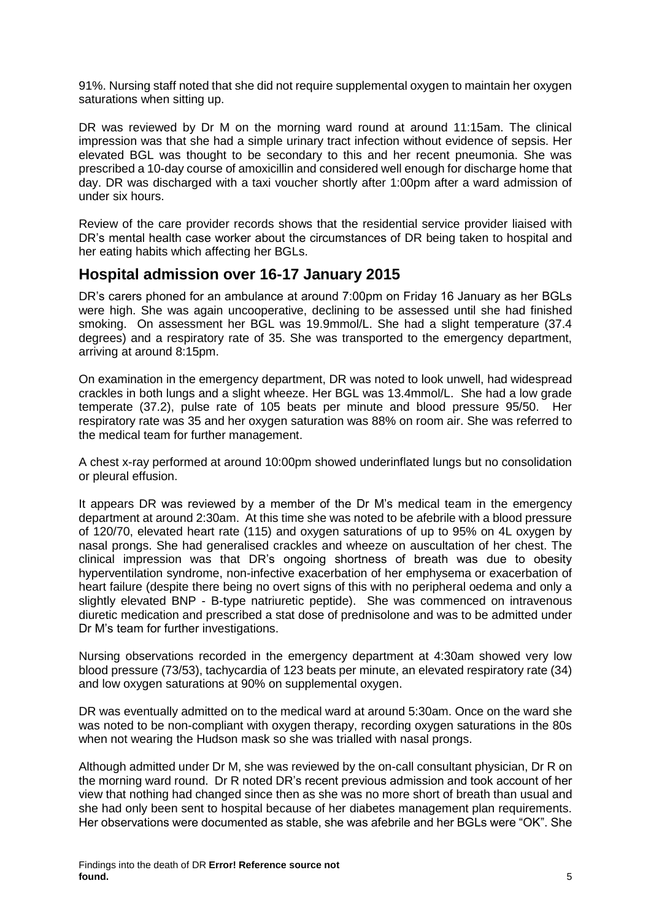91%. Nursing staff noted that she did not require supplemental oxygen to maintain her oxygen saturations when sitting up.

DR was reviewed by Dr M on the morning ward round at around 11:15am. The clinical impression was that she had a simple urinary tract infection without evidence of sepsis. Her elevated BGL was thought to be secondary to this and her recent pneumonia. She was prescribed a 10-day course of amoxicillin and considered well enough for discharge home that day. DR was discharged with a taxi voucher shortly after 1:00pm after a ward admission of under six hours.

Review of the care provider records shows that the residential service provider liaised with DR's mental health case worker about the circumstances of DR being taken to hospital and her eating habits which affecting her BGLs.

## Hospital admission over 16-17 January 2015

DR's carers phoned for an ambulance at around 7:00pm on Friday 16 January as her BGLs were high. She was again uncooperative, declining to be assessed until she had finished smoking. On assessment her BGL was 19.9mmol/L. She had a slight temperature (37.4 degrees) and a respiratory rate of 35. She was transported to the emergency department, arriving at around 8:15pm.

On examination in the emergency department, DR was noted to look unwell, had widespread crackles in both lungs and a slight wheeze. Her BGL was 13.4mmol/L. She had a low grade temperate (37.2), pulse rate of 105 beats per minute and blood pressure 95/50. Her respiratory rate was 35 and her oxygen saturation was 88% on room air. She was referred to the medical team for further management.

A chest x-ray performed at around 10:00pm showed underinflated lungs but no consolidation or pleural effusion.

It appears DR was reviewed by a member of the Dr M's medical team in the emergency department at around 2:30am. At this time she was noted to be afebrile with a blood pressure of 120/70, elevated heart rate (115) and oxygen saturations of up to 95% on 4L oxygen by nasal prongs. She had generalised crackles and wheeze on auscultation of her chest. The clinical impression was that DR's ongoing shortness of breath was due to obesity hyperventilation syndrome, non-infective exacerbation of her emphysema or exacerbation of heart failure (despite there being no overt signs of this with no peripheral oedema and only a slightly elevated BNP - B-type natriuretic peptide). She was commenced on intravenous diuretic medication and prescribed a stat dose of prednisolone and was to be admitted under Dr M's team for further investigations.

Nursing observations recorded in the emergency department at 4:30am showed very low blood pressure (73/53), tachycardia of 123 beats per minute, an elevated respiratory rate (34) and low oxygen saturations at 90% on supplemental oxygen.

DR was eventually admitted on to the medical ward at around 5:30am. Once on the ward she was noted to be non-compliant with oxygen therapy, recording oxygen saturations in the 80s when not wearing the Hudson mask so she was trialled with nasal prongs.

Although admitted under Dr M, she was reviewed by the on-call consultant physician, Dr R on the morning ward round. Dr R noted DR's recent previous admission and took account of her view that nothing had changed since then as she was no more short of breath than usual and she had only been sent to hospital because of her diabetes management plan requirements. Her observations were documented as stable, she was afebrile and her BGLs were "OK". She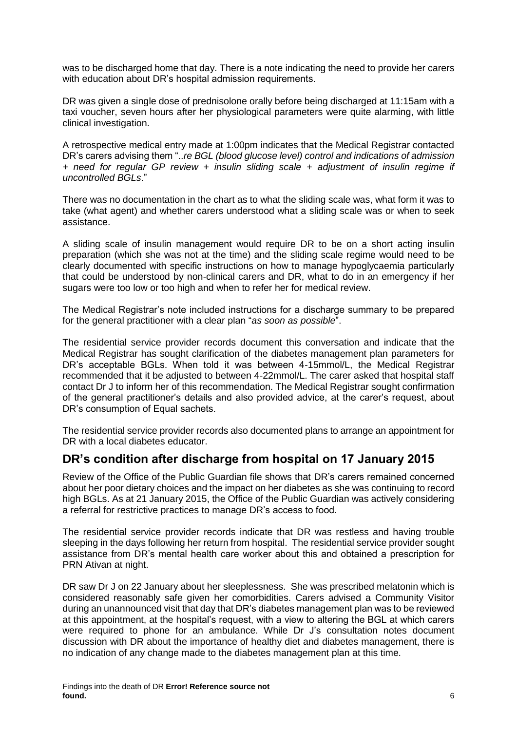was to be discharged home that day. There is a note indicating the need to provide her carers with education about DR's hospital admission requirements.

DR was given a single dose of prednisolone orally before being discharged at 11:15am with a taxi voucher, seven hours after her physiological parameters were quite alarming, with little clinical investigation.

A retrospective medical entry made at 1:00pm indicates that the Medical Registrar contacted DR's carers advising them "..*re BGL (blood glucose level) control and indications of admission + need for regular GP review + insulin sliding scale + adjustment of insulin regime if uncontrolled BGLs*."

There was no documentation in the chart as to what the sliding scale was, what form it was to take (what agent) and whether carers understood what a sliding scale was or when to seek assistance.

A sliding scale of insulin management would require DR to be on a short acting insulin preparation (which she was not at the time) and the sliding scale regime would need to be clearly documented with specific instructions on how to manage hypoglycaemia particularly that could be understood by non-clinical carers and DR, what to do in an emergency if her sugars were too low or too high and when to refer her for medical review.

The Medical Registrar's note included instructions for a discharge summary to be prepared for the general practitioner with a clear plan "*as soon as possible*".

The residential service provider records document this conversation and indicate that the Medical Registrar has sought clarification of the diabetes management plan parameters for DR's acceptable BGLs. When told it was between 4-15mmol/L, the Medical Registrar recommended that it be adjusted to between 4-22mmol/L. The carer asked that hospital staff contact Dr J to inform her of this recommendation. The Medical Registrar sought confirmation of the general practitioner's details and also provided advice, at the carer's request, about DR's consumption of Equal sachets.

The residential service provider records also documented plans to arrange an appointment for DR with a local diabetes educator.

## DR's condition after discharge from hospital on 17 January 2015

Review of the Office of the Public Guardian file shows that DR's carers remained concerned about her poor dietary choices and the impact on her diabetes as she was continuing to record high BGLs. As at 21 January 2015, the Office of the Public Guardian was actively considering a referral for restrictive practices to manage DR's access to food.

The residential service provider records indicate that DR was restless and having trouble sleeping in the days following her return from hospital. The residential service provider sought assistance from DR's mental health care worker about this and obtained a prescription for PRN Ativan at night.

DR saw Dr J on 22 January about her sleeplessness. She was prescribed melatonin which is considered reasonably safe given her comorbidities. Carers advised a Community Visitor during an unannounced visit that day that DR's diabetes management plan was to be reviewed at this appointment, at the hospital's request, with a view to altering the BGL at which carers were required to phone for an ambulance. While Dr J's consultation notes document discussion with DR about the importance of healthy diet and diabetes management, there is no indication of any change made to the diabetes management plan at this time.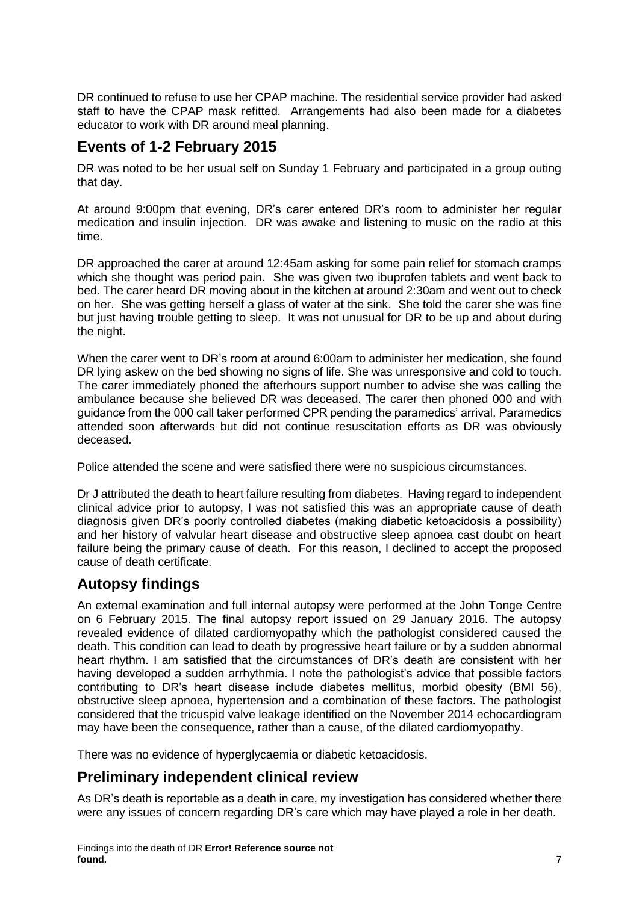DR continued to refuse to use her CPAP machine. The residential service provider had asked staff to have the CPAP mask refitted. Arrangements had also been made for a diabetes educator to work with DR around meal planning.

## Events of 1-2 February 2015

DR was noted to be her usual self on Sunday 1 February and participated in a group outing that day.

At around 9:00pm that evening, DR's carer entered DR's room to administer her regular medication and insulin injection. DR was awake and listening to music on the radio at this time.

DR approached the carer at around 12:45am asking for some pain relief for stomach cramps which she thought was period pain. She was given two ibuprofen tablets and went back to bed. The carer heard DR moving about in the kitchen at around 2:30am and went out to check on her. She was getting herself a glass of water at the sink. She told the carer she was fine but just having trouble getting to sleep. It was not unusual for DR to be up and about during the night.

When the carer went to DR's room at around 6:00am to administer her medication, she found DR lying askew on the bed showing no signs of life. She was unresponsive and cold to touch. The carer immediately phoned the afterhours support number to advise she was calling the ambulance because she believed DR was deceased. The carer then phoned 000 and with guidance from the 000 call taker performed CPR pending the paramedics' arrival. Paramedics attended soon afterwards but did not continue resuscitation efforts as DR was obviously deceased.

Police attended the scene and were satisfied there were no suspicious circumstances.

Dr J attributed the death to heart failure resulting from diabetes. Having regard to independent clinical advice prior to autopsy, I was not satisfied this was an appropriate cause of death diagnosis given DR's poorly controlled diabetes (making diabetic ketoacidosis a possibility) and her history of valvular heart disease and obstructive sleep apnoea cast doubt on heart failure being the primary cause of death. For this reason, I declined to accept the proposed cause of death certificate.

## Autopsy findings

An external examination and full internal autopsy were performed at the John Tonge Centre on 6 February 2015. The final autopsy report issued on 29 January 2016. The autopsy revealed evidence of dilated cardiomyopathy which the pathologist considered caused the death. This condition can lead to death by progressive heart failure or by a sudden abnormal heart rhythm. I am satisfied that the circumstances of DR's death are consistent with her having developed a sudden arrhythmia. I note the pathologist's advice that possible factors contributing to DR's heart disease include diabetes mellitus, morbid obesity (BMI 56), obstructive sleep apnoea, hypertension and a combination of these factors. The pathologist considered that the tricuspid valve leakage identified on the November 2014 echocardiogram may have been the consequence, rather than a cause, of the dilated cardiomyopathy.

There was no evidence of hyperglycaemia or diabetic ketoacidosis.

## Preliminary independent clinical review

As DR's death is reportable as a death in care, my investigation has considered whether there were any issues of concern regarding DR's care which may have played a role in her death.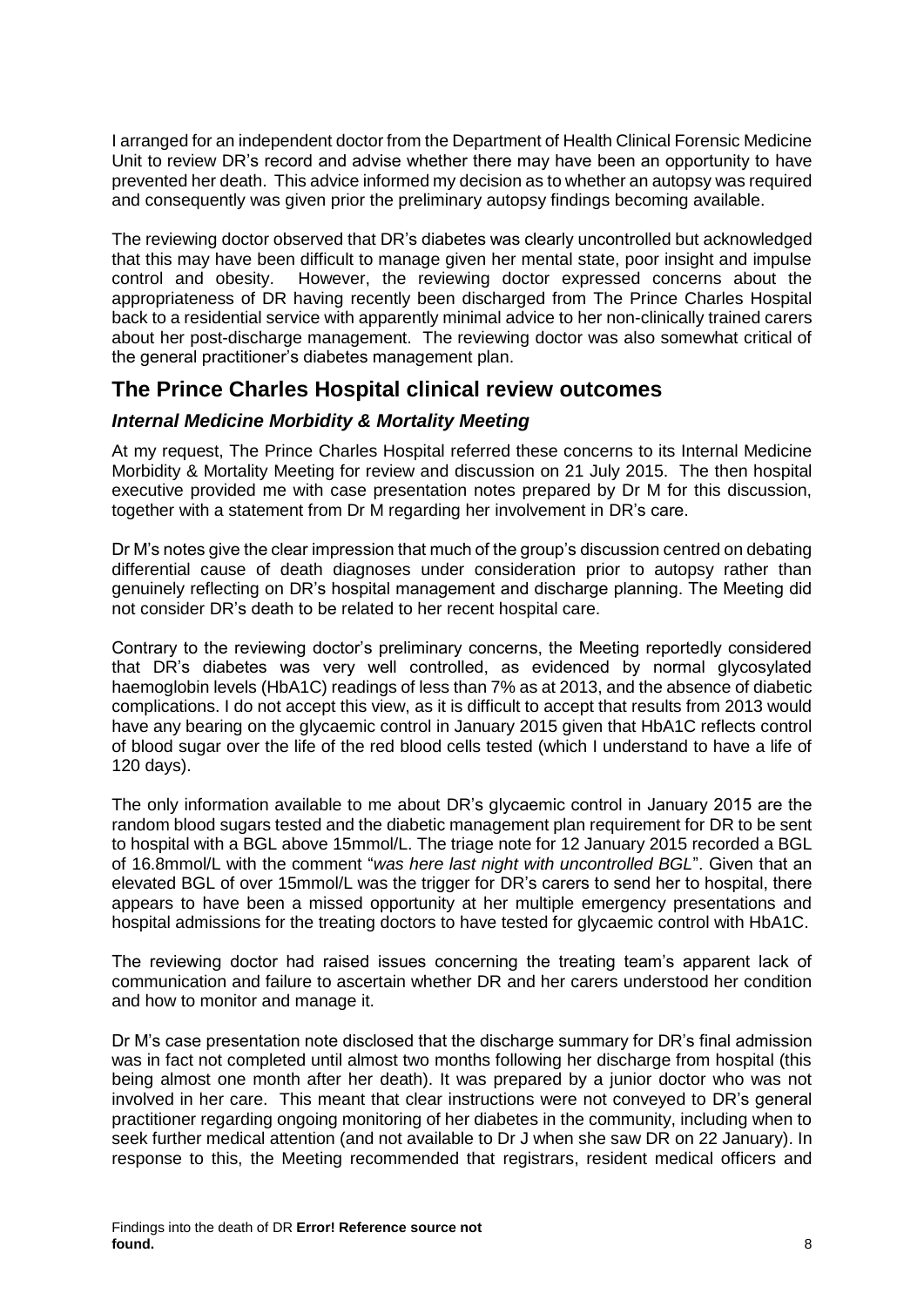I arranged for an independent doctor from the Department of Health Clinical Forensic Medicine Unit to review DR's record and advise whether there may have been an opportunity to have prevented her death. This advice informed my decision as to whether an autopsy was required and consequently was given prior the preliminary autopsy findings becoming available.

The reviewing doctor observed that DR's diabetes was clearly uncontrolled but acknowledged that this may have been difficult to manage given her mental state, poor insight and impulse control and obesity. However, the reviewing doctor expressed concerns about the appropriateness of DR having recently been discharged from The Prince Charles Hospital back to a residential service with apparently minimal advice to her non-clinically trained carers about her post-discharge management. The reviewing doctor was also somewhat critical of the general practitioner's diabetes management plan.

## The Prince Charles Hospital clinical review outcomes

### *Internal Medicine Morbidity & Mortality Meeting*

At my request, The Prince Charles Hospital referred these concerns to its Internal Medicine Morbidity & Mortality Meeting for review and discussion on 21 July 2015. The then hospital executive provided me with case presentation notes prepared by Dr M for this discussion, together with a statement from Dr M regarding her involvement in DR's care.

Dr M's notes give the clear impression that much of the group's discussion centred on debating differential cause of death diagnoses under consideration prior to autopsy rather than genuinely reflecting on DR's hospital management and discharge planning. The Meeting did not consider DR's death to be related to her recent hospital care.

Contrary to the reviewing doctor's preliminary concerns, the Meeting reportedly considered that DR's diabetes was very well controlled, as evidenced by normal glycosylated haemoglobin levels (HbA1C) readings of less than 7% as at 2013, and the absence of diabetic complications. I do not accept this view, as it is difficult to accept that results from 2013 would have any bearing on the glycaemic control in January 2015 given that HbA1C reflects control of blood sugar over the life of the red blood cells tested (which I understand to have a life of 120 days).

The only information available to me about DR's glycaemic control in January 2015 are the random blood sugars tested and the diabetic management plan requirement for DR to be sent to hospital with a BGL above 15mmol/L. The triage note for 12 January 2015 recorded a BGL of 16.8mmol/L with the comment "*was here last night with uncontrolled BGL*". Given that an elevated BGL of over 15mmol/L was the trigger for DR's carers to send her to hospital, there appears to have been a missed opportunity at her multiple emergency presentations and hospital admissions for the treating doctors to have tested for glycaemic control with HbA1C.

The reviewing doctor had raised issues concerning the treating team's apparent lack of communication and failure to ascertain whether DR and her carers understood her condition and how to monitor and manage it.

Dr M's case presentation note disclosed that the discharge summary for DR's final admission was in fact not completed until almost two months following her discharge from hospital (this being almost one month after her death). It was prepared by a junior doctor who was not involved in her care. This meant that clear instructions were not conveyed to DR's general practitioner regarding ongoing monitoring of her diabetes in the community, including when to seek further medical attention (and not available to Dr J when she saw DR on 22 January). In response to this, the Meeting recommended that registrars, resident medical officers and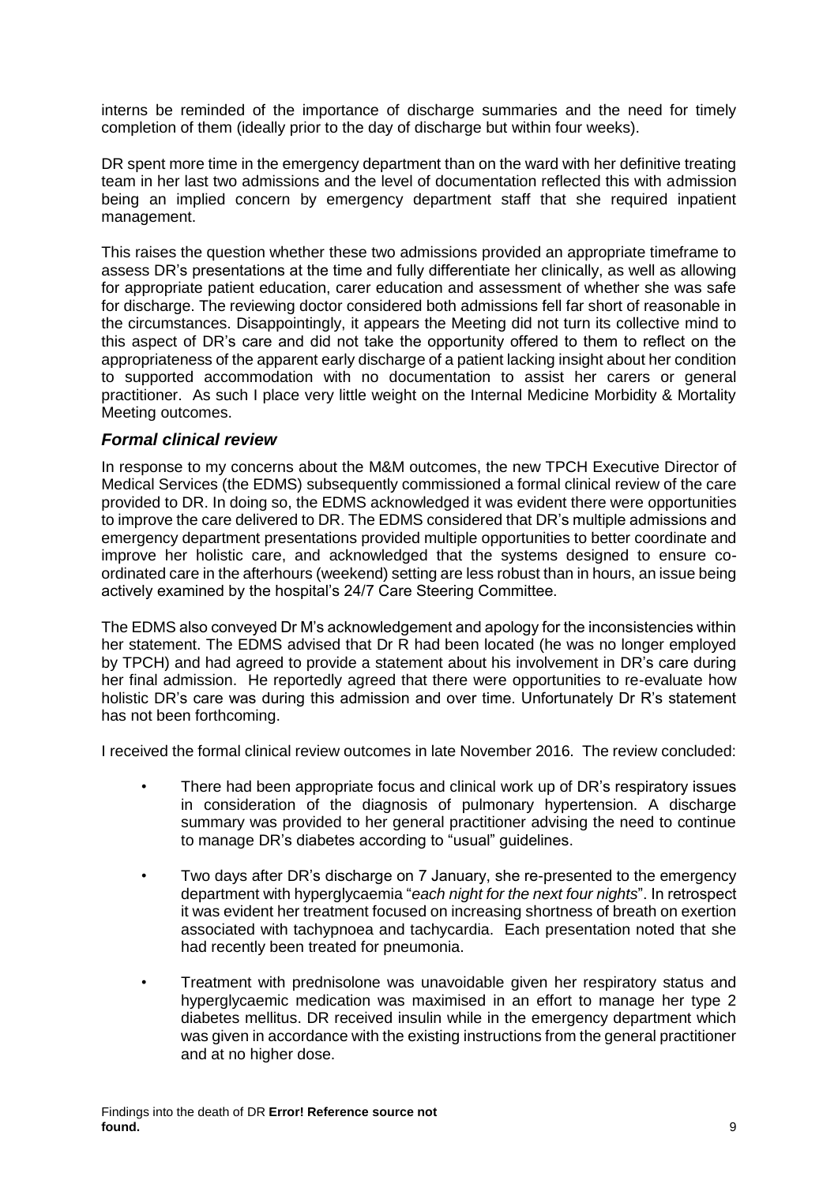interns be reminded of the importance of discharge summaries and the need for timely completion of them (ideally prior to the day of discharge but within four weeks).

DR spent more time in the emergency department than on the ward with her definitive treating team in her last two admissions and the level of documentation reflected this with admission being an implied concern by emergency department staff that she required inpatient management.

This raises the question whether these two admissions provided an appropriate timeframe to assess DR's presentations at the time and fully differentiate her clinically, as well as allowing for appropriate patient education, carer education and assessment of whether she was safe for discharge. The reviewing doctor considered both admissions fell far short of reasonable in the circumstances. Disappointingly, it appears the Meeting did not turn its collective mind to this aspect of DR's care and did not take the opportunity offered to them to reflect on the appropriateness of the apparent early discharge of a patient lacking insight about her condition to supported accommodation with no documentation to assist her carers or general practitioner. As such I place very little weight on the Internal Medicine Morbidity & Mortality Meeting outcomes.

### *Formal clinical review*

In response to my concerns about the M&M outcomes, the new TPCH Executive Director of Medical Services (the EDMS) subsequently commissioned a formal clinical review of the care provided to DR. In doing so, the EDMS acknowledged it was evident there were opportunities to improve the care delivered to DR. The EDMS considered that DR's multiple admissions and emergency department presentations provided multiple opportunities to better coordinate and improve her holistic care, and acknowledged that the systems designed to ensure co-ordinated care in the afterhours (weekend) setting are less robust than in hours, an issue being actively examined by the hospital's 24/7 Care Steering Committee.

The EDMS also conveyed Dr M's acknowledgement and apology for the inconsistencies within her statement. The EDMS advised that Dr R had been located (he was no longer employed by TPCH) and had agreed to provide a statement about his involvement in DR's care during her final admission. He reportedly agreed that there were opportunities to re-evaluate how holistic DR's care was during this admission and over time. Unfortunately Dr R's statement has not been forthcoming.

I received the formal clinical review outcomes in late November 2016. The review concluded:

- There had been appropriate focus and clinical work up of DR's respiratory issues in consideration of the diagnosis of pulmonary hypertension. A discharge summary was provided to her general practitioner advising the need to continue to manage DR's diabetes according to "usual" guidelines.
- Two days after DR's discharge on 7 January, she re-presented to the emergency department with hyperglycaemia "*each night for the next four nights*". In retrospect it was evident her treatment focused on increasing shortness of breath on exertion associated with tachypnoea and tachycardia. Each presentation noted that she had recently been treated for pneumonia.
- Treatment with prednisolone was unavoidable given her respiratory status and hyperglycaemic medication was maximised in an effort to manage her type 2 diabetes mellitus. DR received insulin while in the emergency department which was given in accordance with the existing instructions from the general practitioner and at no higher dose.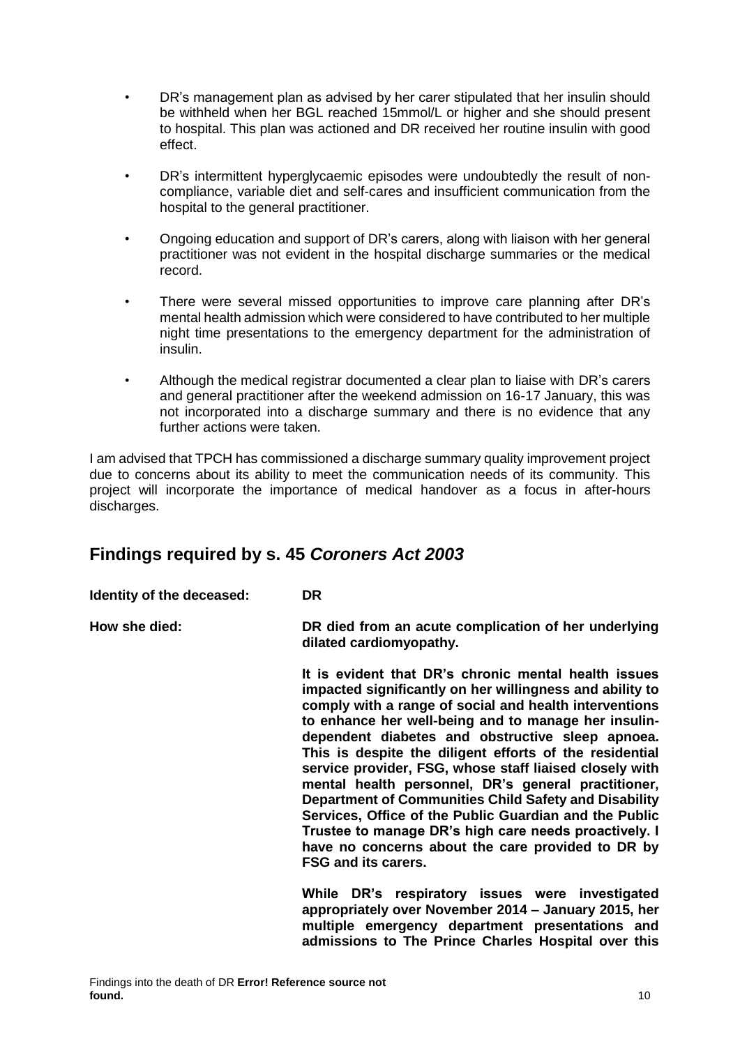- DR's management plan as advised by her carer stipulated that her insulin should be withheld when her BGL reached 15mmol/L or higher and she should present to hospital. This plan was actioned and DR received her routine insulin with good effect.
- DR's intermittent hyperglycaemic episodes were undoubtedly the result of non-compliance, variable diet and self-cares and insufficient communication from the hospital to the general practitioner.
- Ongoing education and support of DR's carers, along with liaison with her general practitioner was not evident in the hospital discharge summaries or the medical record.
- There were several missed opportunities to improve care planning after DR's mental health admission which were considered to have contributed to her multiple night time presentations to the emergency department for the administration of insulin.
- Although the medical registrar documented a clear plan to liaise with DR's carers and general practitioner after the weekend admission on 16-17 January, this was not incorporated into a discharge summary and there is no evidence that any further actions were taken.

I am advised that TPCH has commissioned a discharge summary quality improvement project due to concerns about its ability to meet the communication needs of its community. This project will incorporate the importance of medical handover as a focus in after-hours discharges.

## Findings required by s. 45 *Coroners Act 2003*

**Identity of the deceased:** **DR**

**How she died:** **DR died from an acute complication of her underlying dilated cardiomyopathy.**

**It is evident that DR's chronic mental health issues impacted significantly on her willingness and ability to comply with a range of social and health interventions to enhance her well-being and to manage her insulin-dependent diabetes and obstructive sleep apnoea. This is despite the diligent efforts of the residential service provider, FSG, whose staff liaised closely with mental health personnel, DR's general practitioner, Department of Communities Child Safety and Disability Services, Office of the Public Guardian and the Public Trustee to manage DR's high care needs proactively. I have no concerns about the care provided to DR by FSG and its carers.**

**While DR's respiratory issues were investigated appropriately over November 2014 – January 2015, her multiple emergency department presentations and admissions to The Prince Charles Hospital over this**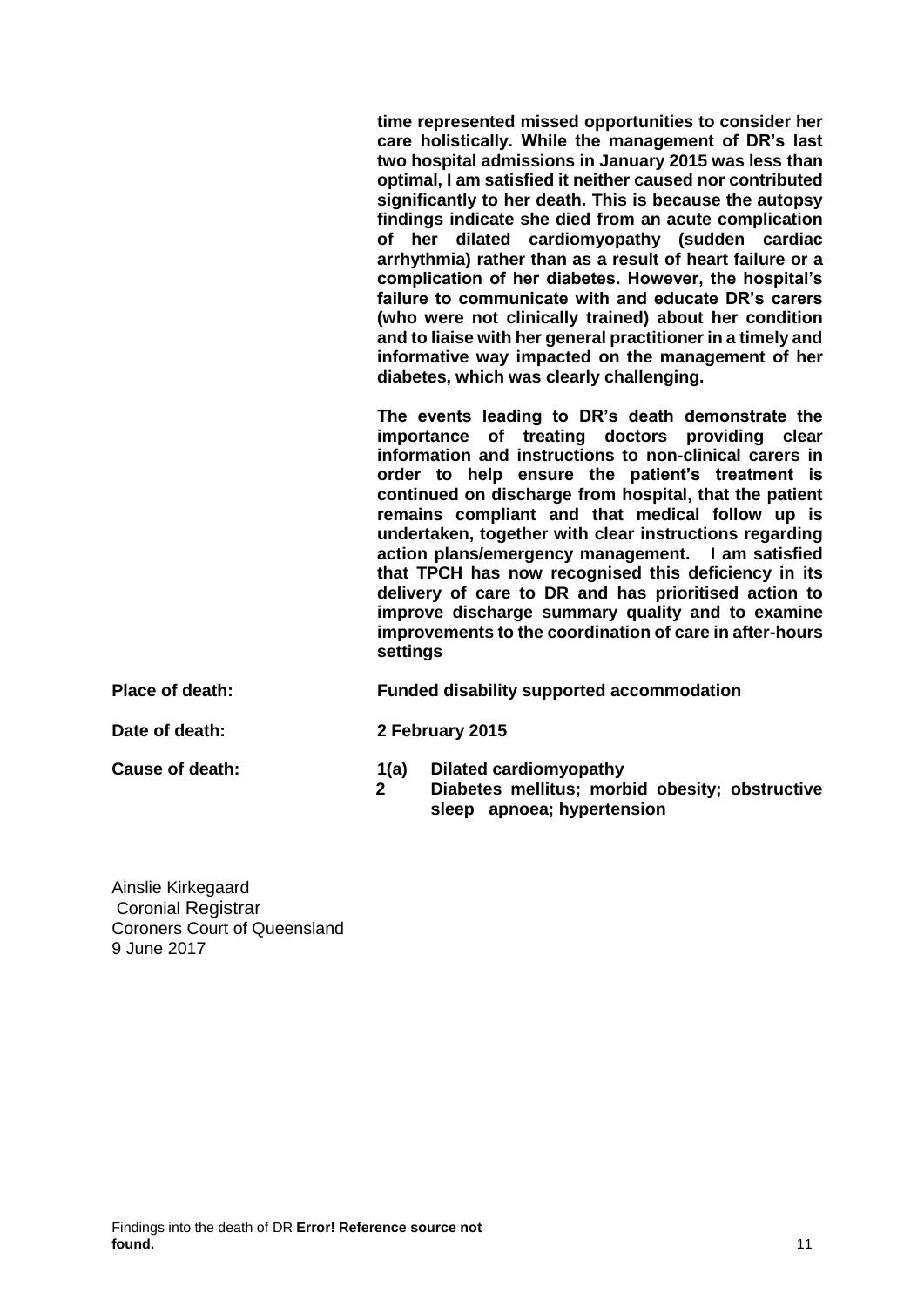**time represented missed opportunities to consider her care holistically. While the management of DR's last two hospital admissions in January 2015 was less than optimal, I am satisfied it neither caused nor contributed significantly to her death. This is because the autopsy findings indicate she died from an acute complication of her dilated cardiomyopathy (sudden cardiac arrhythmia) rather than as a result of heart failure or a complication of her diabetes. However, the hospital's failure to communicate with and educate DR's carers (who were not clinically trained) about her condition and to liaise with her general practitioner in a timely and informative way impacted on the management of her diabetes, which was clearly challenging.**

**The events leading to DR's death demonstrate the importance of treating doctors providing clear information and instructions to non-clinical carers in order to help ensure the patient's treatment is continued on discharge from hospital, that the patient remains compliant and that medical follow up is undertaken, together with clear instructions regarding action plans/emergency management. I am satisfied that TPCH has now recognised this deficiency in its delivery of care to DR and has prioritised action to improve discharge summary quality and to examine improvements to the coordination of care in after-hours settings**

| | |
|---|---|
| **Place of death:** | **Funded disability supported accommodation** |
| **Date of death:** | **2 February 2015** |
| **Cause of death:** | **1(a) Dilated cardiomyopathy**<br>**2 Diabetes mellitus; morbid obesity; obstructive sleep apnoea; hypertension** |

Ainslie Kirkegaard
Coronial Registrar
Coroners Court of Queensland
9 June 2017